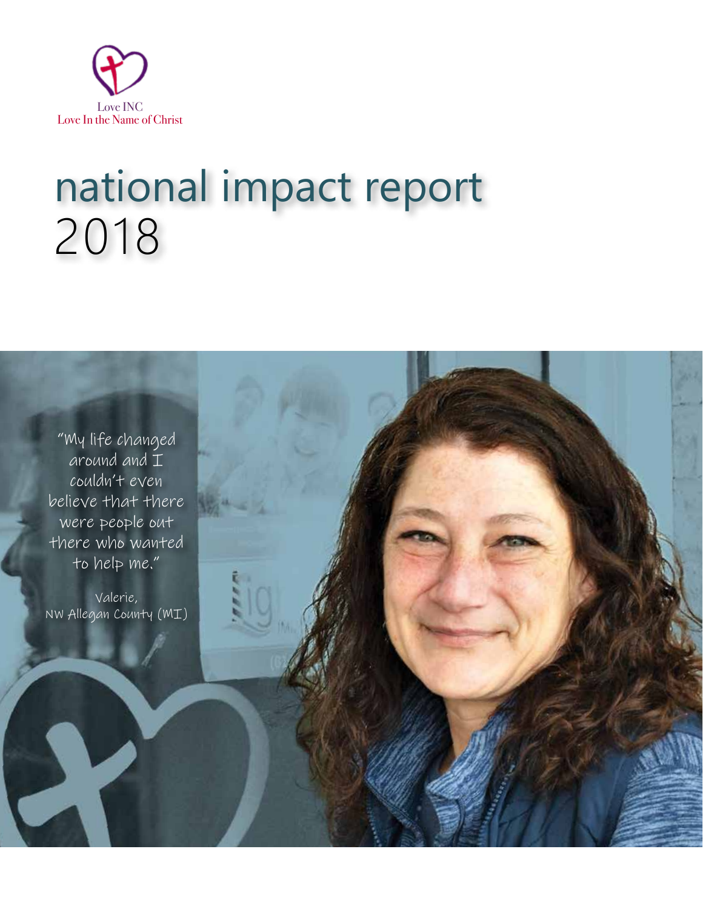Love INC
Love In the Name of Christ

# national impact report 2018

"My life changed around and I couldn't even believe that there were people out there who wanted to help me."

Valerie,
NW Allegan County (MI)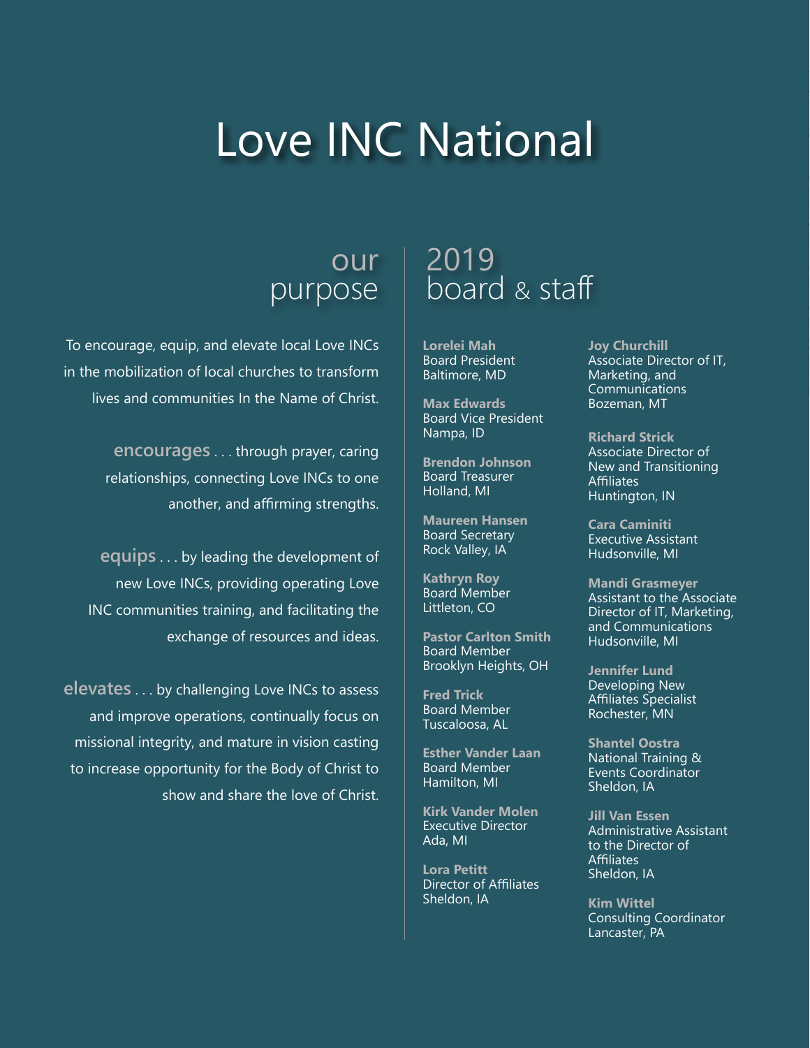# Love INC National

## our purpose

To encourage, equip, and elevate local Love INCs in the mobilization of local churches to transform lives and communities In the Name of Christ.

**encourages** . . . through prayer, caring relationships, connecting Love INCs to one another, and affirming strengths.

**equips** . . . by leading the development of new Love INCs, providing operating Love INC communities training, and facilitating the exchange of resources and ideas.

**elevates** . . . by challenging Love INCs to assess and improve operations, continually focus on missional integrity, and mature in vision casting to increase opportunity for the Body of Christ to show and share the love of Christ.

## 2019 board & staff

**Lorelei Mah**
Board President
Baltimore, MD

**Max Edwards**
Board Vice President
Nampa, ID

**Brendon Johnson**
Board Treasurer
Holland, MI

**Maureen Hansen**
Board Secretary
Rock Valley, IA

**Kathryn Roy**
Board Member
Littleton, CO

**Pastor Carlton Smith**
Board Member
Brooklyn Heights, OH

**Fred Trick**
Board Member
Tuscaloosa, AL

**Esther Vander Laan**
Board Member
Hamilton, MI

**Kirk Vander Molen**
Executive Director
Ada, MI

**Lora Petitt**
Director of Affiliates
Sheldon, IA

**Joy Churchill**
Associate Director of IT, Marketing, and Communications
Bozeman, MT

**Richard Strick**
Associate Director of New and Transitioning Affiliates
Huntington, IN

**Cara Caminiti**
Executive Assistant
Hudsonville, MI

**Mandi Grasmeyer**
Assistant to the Associate Director of IT, Marketing, and Communications
Hudsonville, MI

**Jennifer Lund**
Developing New Affiliates Specialist
Rochester, MN

**Shantel Oostra**
National Training & Events Coordinator
Sheldon, IA

**Jill Van Essen**
Administrative Assistant to the Director of Affiliates
Sheldon, IA

**Kim Wittel**
Consulting Coordinator
Lancaster, PA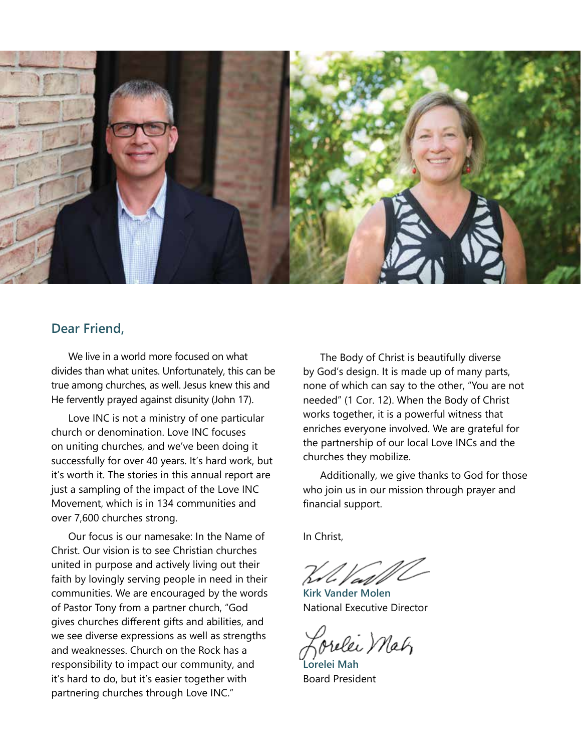## Dear Friend,

We live in a world more focused on what divides than what unites. Unfortunately, this can be true among churches, as well. Jesus knew this and He fervently prayed against disunity (John 17).

Love INC is not a ministry of one particular church or denomination. Love INC focuses on uniting churches, and we've been doing it successfully for over 40 years. It's hard work, but it's worth it. The stories in this annual report are just a sampling of the impact of the Love INC Movement, which is in 134 communities and over 7,600 churches strong.

Our focus is our namesake: In the Name of Christ. Our vision is to see Christian churches united in purpose and actively living out their faith by lovingly serving people in need in their communities. We are encouraged by the words of Pastor Tony from a partner church, "God gives churches different gifts and abilities, and we see diverse expressions as well as strengths and weaknesses. Church on the Rock has a responsibility to impact our community, and it's hard to do, but it's easier together with partnering churches through Love INC."

The Body of Christ is beautifully diverse by God's design. It is made up of many parts, none of which can say to the other, "You are not needed" (1 Cor. 12). When the Body of Christ works together, it is a powerful witness that enriches everyone involved. We are grateful for the partnership of our local Love INCs and the churches they mobilize.

Additionally, we give thanks to God for those who join us in our mission through prayer and financial support.

In Christ,

**Kirk Vander Molen**
National Executive Director

**Lorelei Mah**
Board President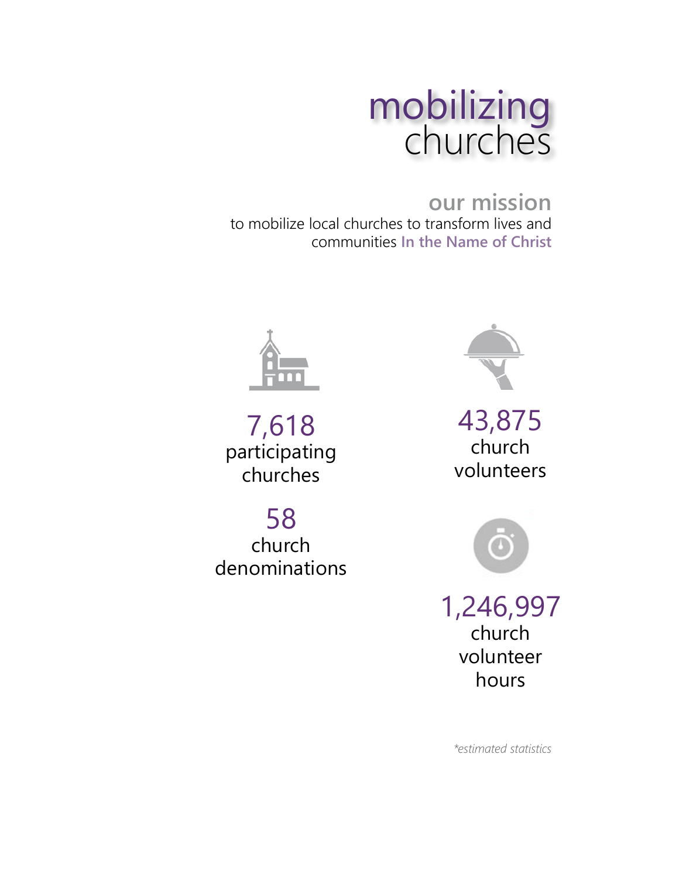# mobilizing churches

## our mission

to mobilize local churches to transform lives and communities **In the Name of Christ**

**7,618**
participating churches

**58**
church denominations

**43,875**
church volunteers

**1,246,997**
church volunteer hours

*\*estimated statistics*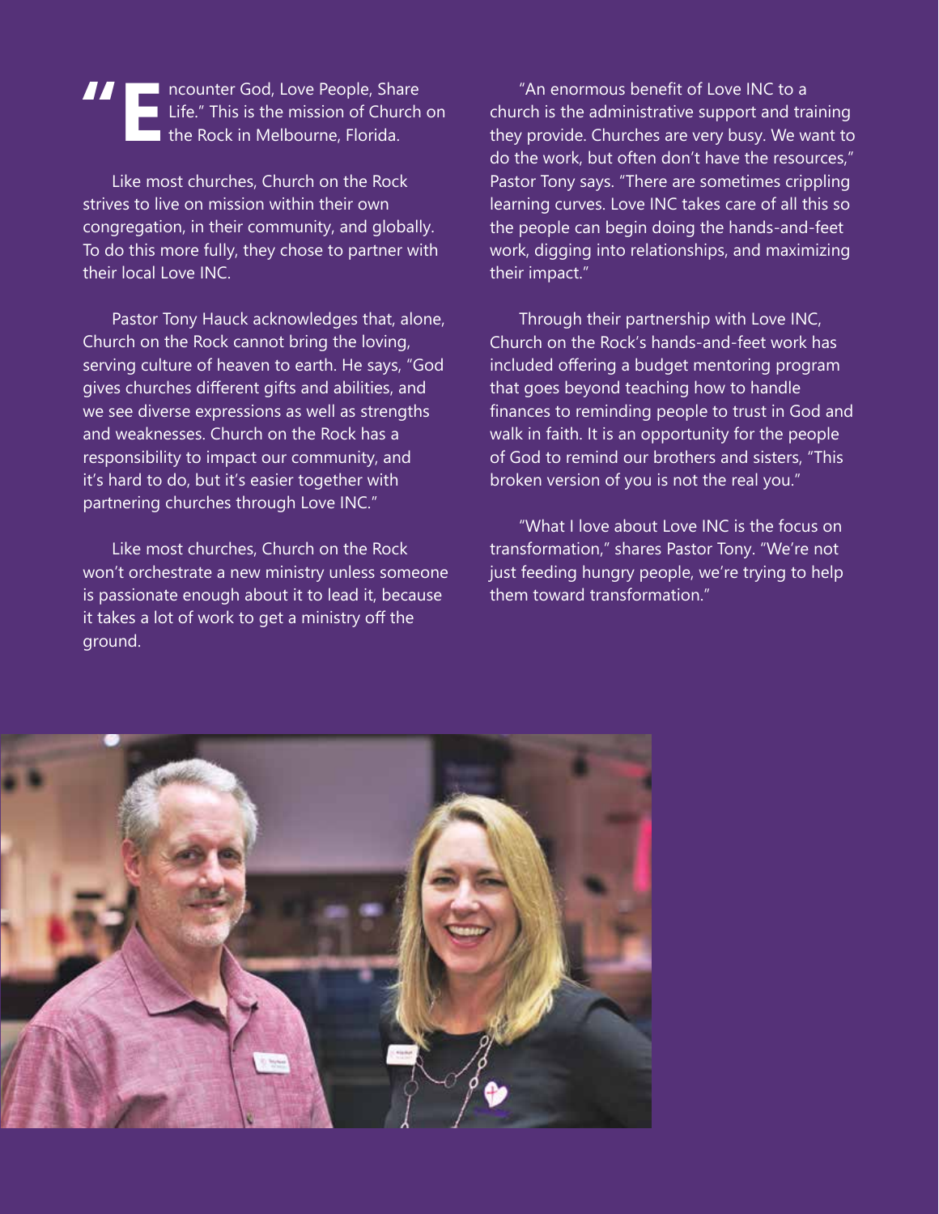"Encounter God, Love People, Share Life." This is the mission of Church on the Rock in Melbourne, Florida.

Like most churches, Church on the Rock strives to live on mission within their own congregation, in their community, and globally. To do this more fully, they chose to partner with their local Love INC.

Pastor Tony Hauck acknowledges that, alone, Church on the Rock cannot bring the loving, serving culture of heaven to earth. He says, "God gives churches different gifts and abilities, and we see diverse expressions as well as strengths and weaknesses. Church on the Rock has a responsibility to impact our community, and it's hard to do, but it's easier together with partnering churches through Love INC."

Like most churches, Church on the Rock won't orchestrate a new ministry unless someone is passionate enough about it to lead it, because it takes a lot of work to get a ministry off the ground.

"An enormous benefit of Love INC to a church is the administrative support and training they provide. Churches are very busy. We want to do the work, but often don't have the resources," Pastor Tony says. "There are sometimes crippling learning curves. Love INC takes care of all this so the people can begin doing the hands-and-feet work, digging into relationships, and maximizing their impact."

Through their partnership with Love INC, Church on the Rock's hands-and-feet work has included offering a budget mentoring program that goes beyond teaching how to handle finances to reminding people to trust in God and walk in faith. It is an opportunity for the people of God to remind our brothers and sisters, "This broken version of you is not the real you."

"What I love about Love INC is the focus on transformation," shares Pastor Tony. "We're not just feeding hungry people, we're trying to help them toward transformation."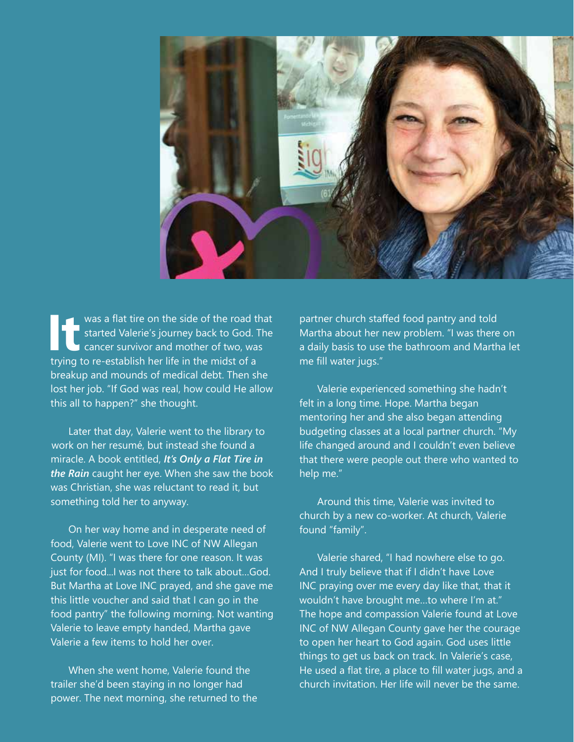**It** was a flat tire on the side of the road that started Valerie's journey back to God. The cancer survivor and mother of two, was trying to re-establish her life in the midst of a breakup and mounds of medical debt. Then she lost her job. "If God was real, how could He allow this all to happen?" she thought.

Later that day, Valerie went to the library to work on her resumé, but instead she found a miracle. A book entitled, ***It's Only a Flat Tire in the Rain*** caught her eye. When she saw the book was Christian, she was reluctant to read it, but something told her to anyway.

On her way home and in desperate need of food, Valerie went to Love INC of NW Allegan County (MI). "I was there for one reason. It was just for food...I was not there to talk about...God. But Martha at Love INC prayed, and she gave me this little voucher and said that I can go in the food pantry" the following morning. Not wanting Valerie to leave empty handed, Martha gave Valerie a few items to hold her over.

When she went home, Valerie found the trailer she'd been staying in no longer had power. The next morning, she returned to the partner church staffed food pantry and told Martha about her new problem. "I was there on a daily basis to use the bathroom and Martha let me fill water jugs."

Valerie experienced something she hadn't felt in a long time. Hope. Martha began mentoring her and she also began attending budgeting classes at a local partner church. "My life changed around and I couldn't even believe that there were people out there who wanted to help me."

Around this time, Valerie was invited to church by a new co-worker. At church, Valerie found "family".

Valerie shared, "I had nowhere else to go. And I truly believe that if I didn't have Love INC praying over me every day like that, that it wouldn't have brought me...to where I'm at." The hope and compassion Valerie found at Love INC of NW Allegan County gave her the courage to open her heart to God again. God uses little things to get us back on track. In Valerie's case, He used a flat tire, a place to fill water jugs, and a church invitation. Her life will never be the same.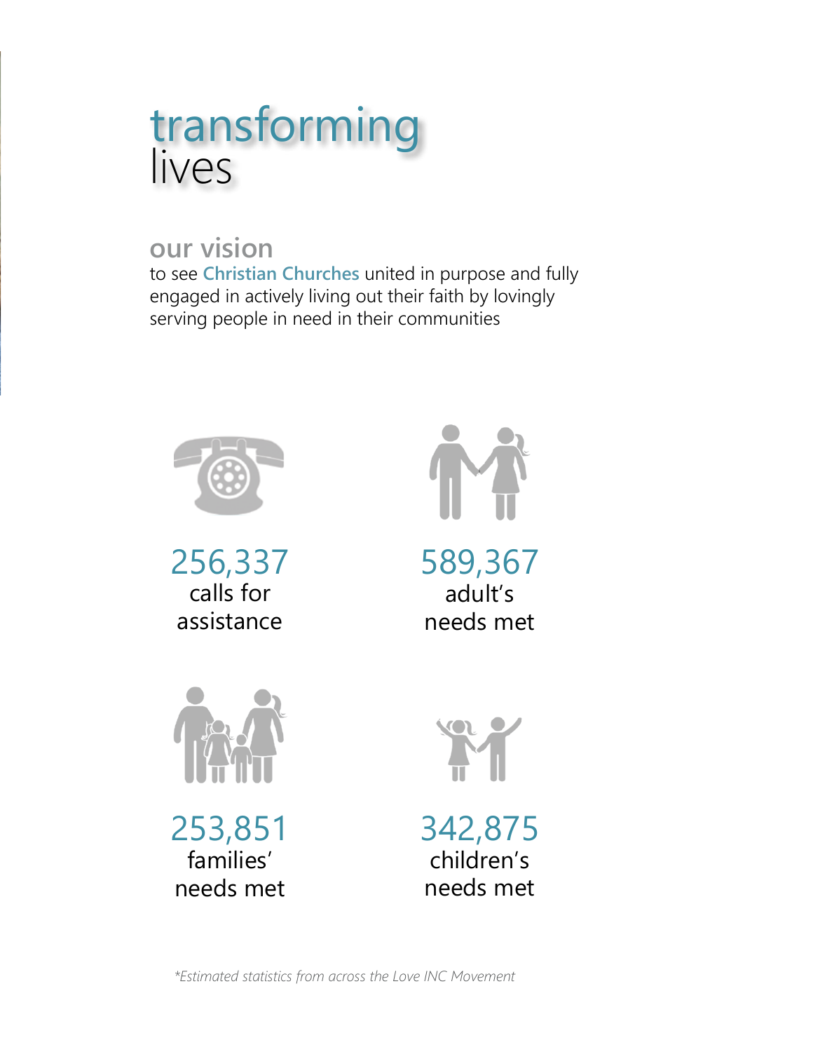# transforming lives

## our vision

to see **Christian Churches** united in purpose and fully engaged in actively living out their faith by lovingly serving people in need in their communities

**256,337**
calls for assistance

**589,367**
adult's needs met

**253,851**
families' needs met

**342,875**
children's needs met

*\*Estimated statistics from across the Love INC Movement*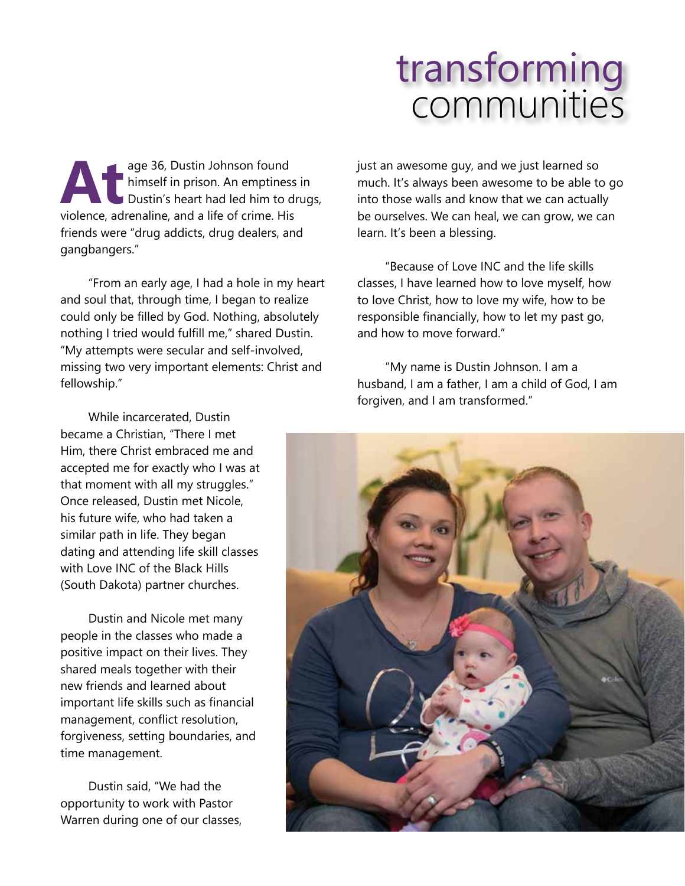# transforming communities

At age 36, Dustin Johnson found himself in prison. An emptiness in Dustin's heart had led him to drugs, violence, adrenaline, and a life of crime. His friends were "drug addicts, drug dealers, and gangbangers."

"From an early age, I had a hole in my heart and soul that, through time, I began to realize could only be filled by God. Nothing, absolutely nothing I tried would fulfill me," shared Dustin. "My attempts were secular and self-involved, missing two very important elements: Christ and fellowship."

While incarcerated, Dustin became a Christian, "There I met Him, there Christ embraced me and accepted me for exactly who I was at that moment with all my struggles." Once released, Dustin met Nicole, his future wife, who had taken a similar path in life. They began dating and attending life skill classes with Love INC of the Black Hills (South Dakota) partner churches.

Dustin and Nicole met many people in the classes who made a positive impact on their lives. They shared meals together with their new friends and learned about important life skills such as financial management, conflict resolution, forgiveness, setting boundaries, and time management.

Dustin said, "We had the opportunity to work with Pastor Warren during one of our classes, just an awesome guy, and we just learned so much. It's always been awesome to be able to go into those walls and know that we can actually be ourselves. We can heal, we can grow, we can learn. It's been a blessing.

"Because of Love INC and the life skills classes, I have learned how to love myself, how to love Christ, how to love my wife, how to be responsible financially, how to let my past go, and how to move forward."

"My name is Dustin Johnson. I am a husband, I am a father, I am a child of God, I am forgiven, and I am transformed."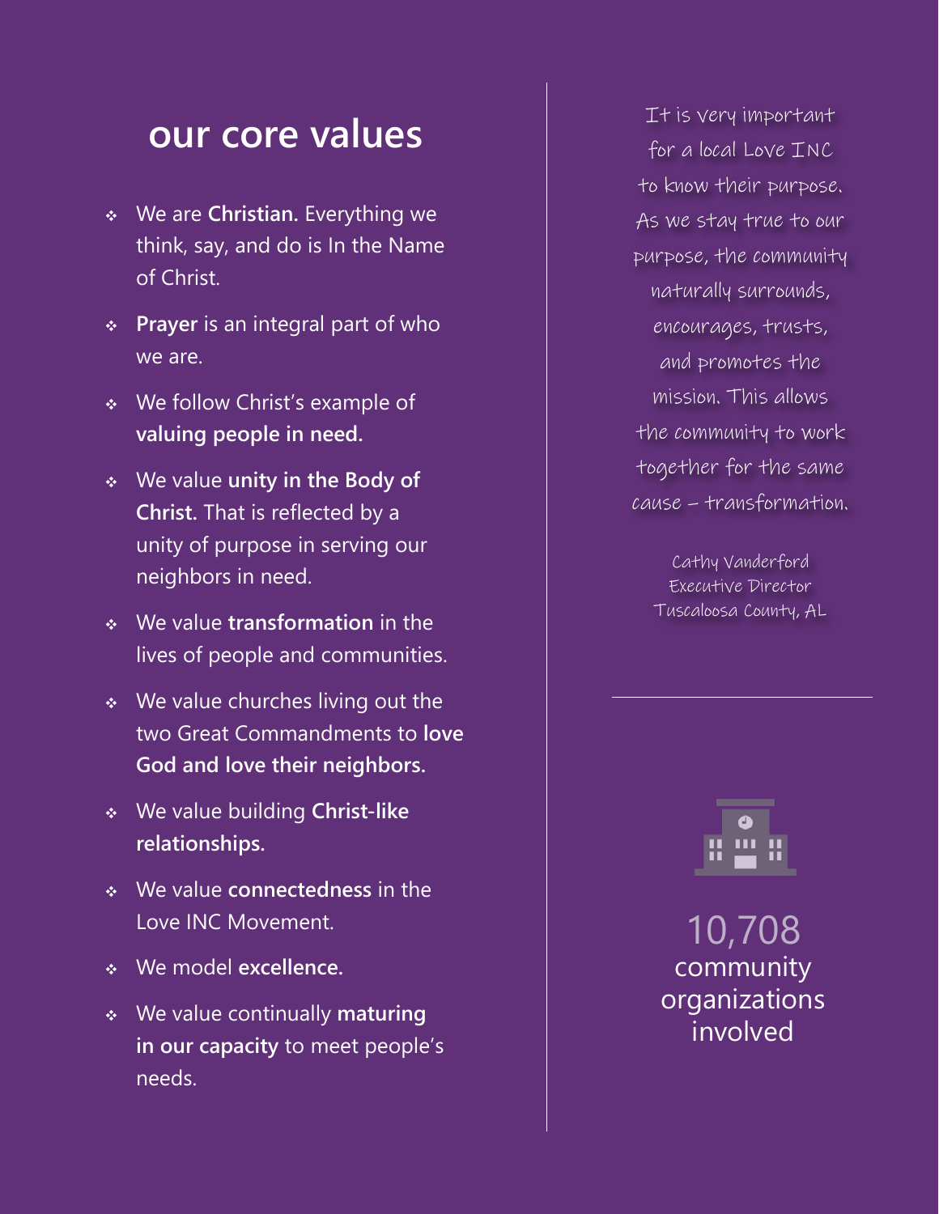## our core values

- We are **Christian.** Everything we think, say, and do is In the Name of Christ.
- **Prayer** is an integral part of who we are.
- We follow Christ's example of **valuing people in need.**
- We value **unity in the Body of Christ.** That is reflected by a unity of purpose in serving our neighbors in need.
- We value **transformation** in the lives of people and communities.
- We value churches living out the two Great Commandments to **love God and love their neighbors.**
- We value building **Christ-like relationships.**
- We value **connectedness** in the Love INC Movement.
- We model **excellence.**
- We value continually **maturing in our capacity** to meet people's needs.

It is very important for a local Love INC to know their purpose. As we stay true to our purpose, the community naturally surrounds, encourages, trusts, and promotes the mission. This allows the community to work together for the same cause – transformation.

Cathy Vanderford
Executive Director
Tuscaloosa County, AL

10,708
community organizations involved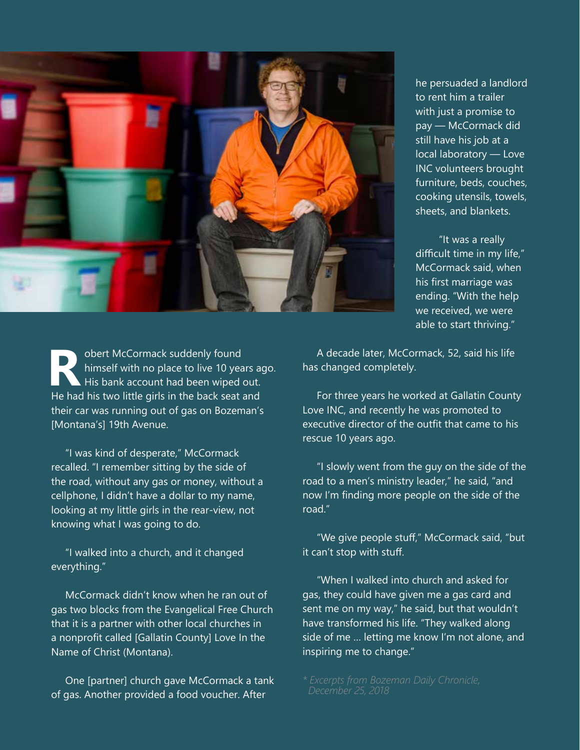Robert McCormack suddenly found himself with no place to live 10 years ago. His bank account had been wiped out. He had his two little girls in the back seat and their car was running out of gas on Bozeman's [Montana's] 19th Avenue.

"I was kind of desperate," McCormack recalled. "I remember sitting by the side of the road, without any gas or money, without a cellphone, I didn't have a dollar to my name, looking at my little girls in the rear-view, not knowing what I was going to do.

"I walked into a church, and it changed everything."

McCormack didn't know when he ran out of gas two blocks from the Evangelical Free Church that it is a partner with other local churches in a nonprofit called [Gallatin County] Love In the Name of Christ (Montana).

One [partner] church gave McCormack a tank of gas. Another provided a food voucher. After he persuaded a landlord to rent him a trailer with just a promise to pay — McCormack did still have his job at a local laboratory — Love INC volunteers brought furniture, beds, couches, cooking utensils, towels, sheets, and blankets.

"It was a really difficult time in my life," McCormack said, when his first marriage was ending. "With the help we received, we were able to start thriving."

A decade later, McCormack, 52, said his life has changed completely.

For three years he worked at Gallatin County Love INC, and recently he was promoted to executive director of the outfit that came to his rescue 10 years ago.

"I slowly went from the guy on the side of the road to a men's ministry leader," he said, "and now I'm finding more people on the side of the road."

"We give people stuff," McCormack said, "but it can't stop with stuff.

"When I walked into church and asked for gas, they could have given me a gas card and sent me on my way," he said, but that wouldn't have transformed his life. "They walked along side of me ... letting me know I'm not alone, and inspiring me to change."

*\* Excerpts from Bozeman Daily Chronicle, December 25, 2018*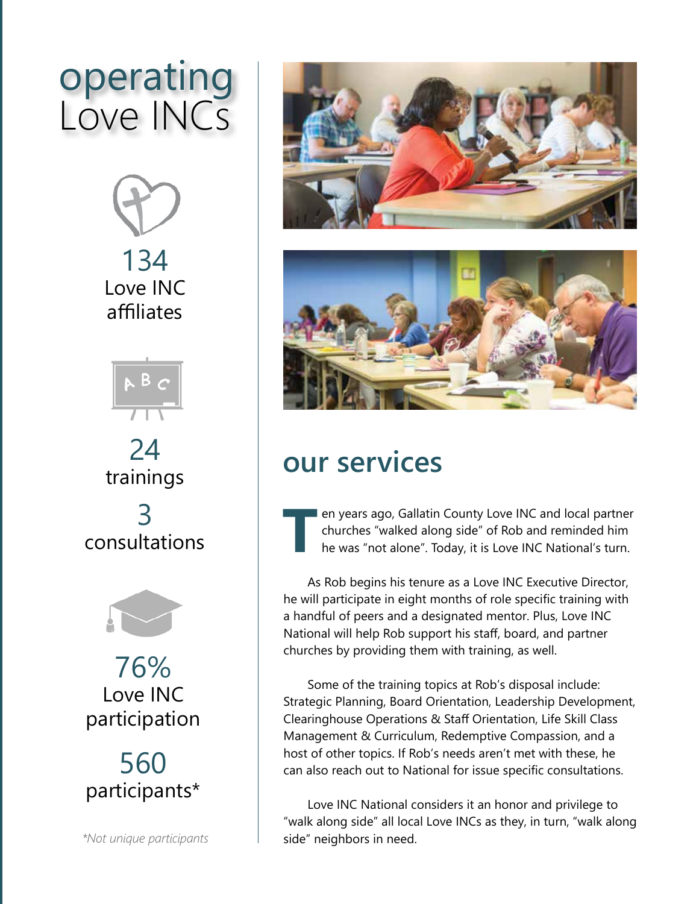# operating Love INCs

134
Love INC affiliates

24
trainings

3
consultations

76%
Love INC participation

560
participants*

*Not unique participants*

## our services

Ten years ago, Gallatin County Love INC and local partner churches "walked along side" of Rob and reminded him he was "not alone". Today, it is Love INC National's turn.

As Rob begins his tenure as a Love INC Executive Director, he will participate in eight months of role specific training with a handful of peers and a designated mentor. Plus, Love INC National will help Rob support his staff, board, and partner churches by providing them with training, as well.

Some of the training topics at Rob's disposal include: Strategic Planning, Board Orientation, Leadership Development, Clearinghouse Operations & Staff Orientation, Life Skill Class Management & Curriculum, Redemptive Compassion, and a host of other topics. If Rob's needs aren't met with these, he can also reach out to National for issue specific consultations.

Love INC National considers it an honor and privilege to "walk along side" all local Love INCs as they, in turn, "walk along side" neighbors in need.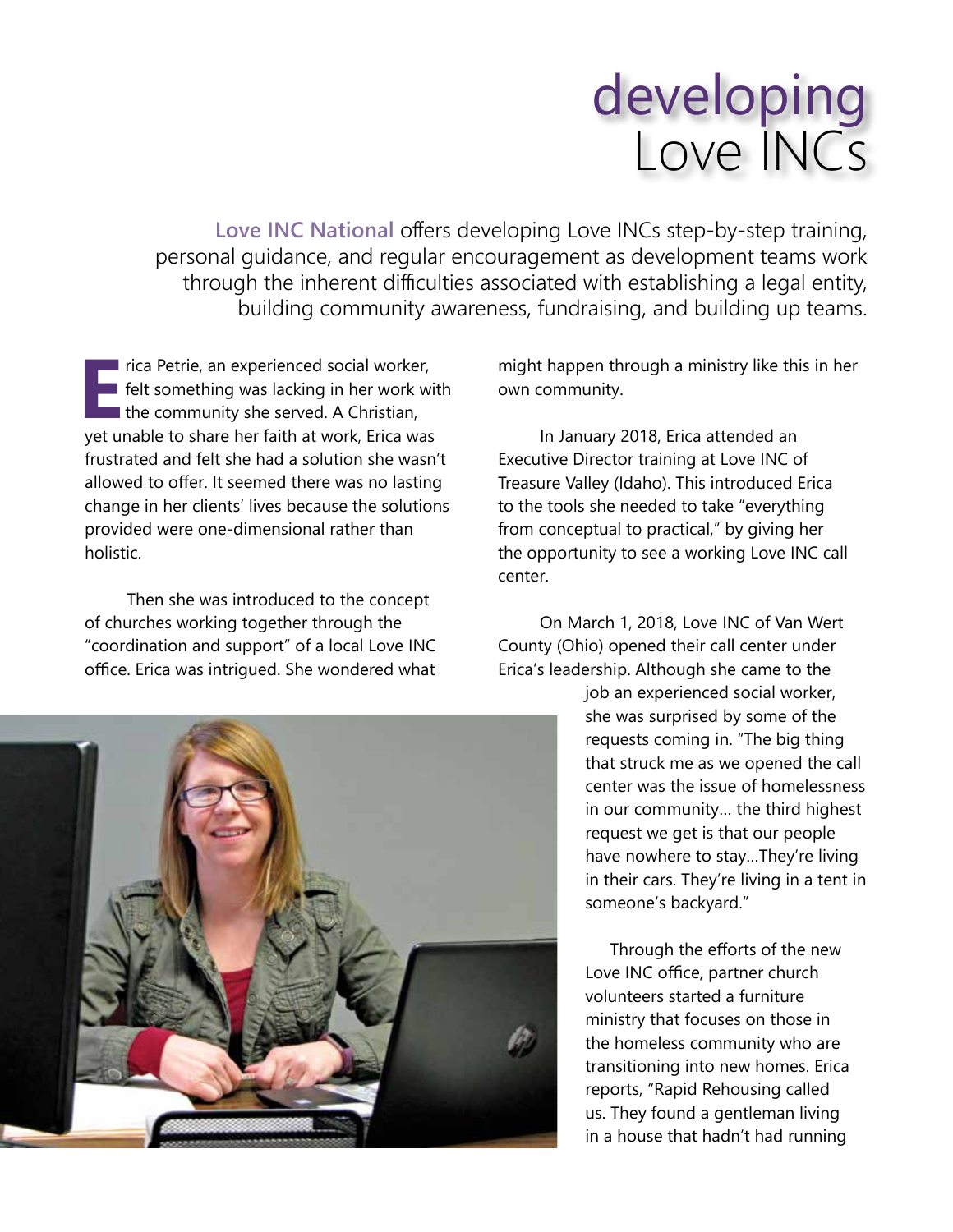# developing Love INCs

**Love INC National** offers developing Love INCs step-by-step training, personal guidance, and regular encouragement as development teams work through the inherent difficulties associated with establishing a legal entity, building community awareness, fundraising, and building up teams.

Erica Petrie, an experienced social worker, felt something was lacking in her work with the community she served. A Christian, yet unable to share her faith at work, Erica was frustrated and felt she had a solution she wasn't allowed to offer. It seemed there was no lasting change in her clients' lives because the solutions provided were one-dimensional rather than holistic.

Then she was introduced to the concept of churches working together through the "coordination and support" of a local Love INC office. Erica was intrigued. She wondered what might happen through a ministry like this in her own community.

In January 2018, Erica attended an Executive Director training at Love INC of Treasure Valley (Idaho). This introduced Erica to the tools she needed to take "everything from conceptual to practical," by giving her the opportunity to see a working Love INC call center.

On March 1, 2018, Love INC of Van Wert County (Ohio) opened their call center under Erica's leadership. Although she came to the job an experienced social worker, she was surprised by some of the requests coming in. "The big thing that struck me as we opened the call center was the issue of homelessness in our community… the third highest request we get is that our people have nowhere to stay…They're living in their cars. They're living in a tent in someone's backyard."

Through the efforts of the new Love INC office, partner church volunteers started a furniture ministry that focuses on those in the homeless community who are transitioning into new homes. Erica reports, "Rapid Rehousing called us. They found a gentleman living in a house that hadn't had running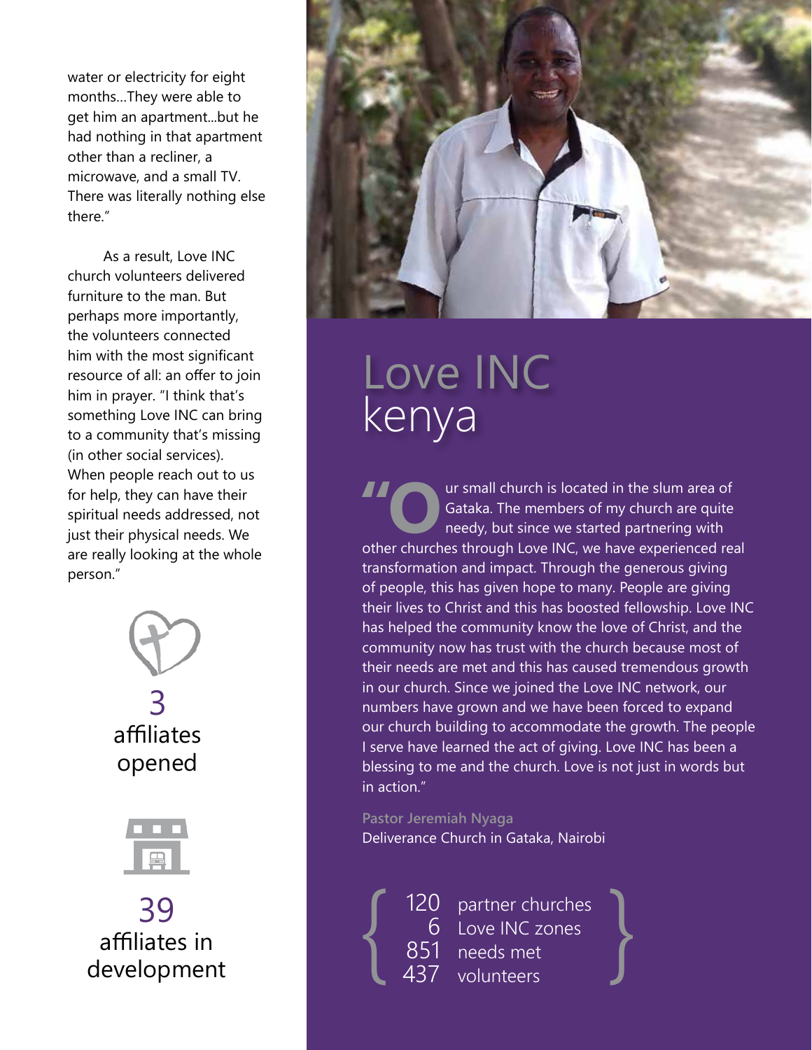water or electricity for eight months...They were able to get him an apartment...but he had nothing in that apartment other than a recliner, a microwave, and a small TV. There was literally nothing else there."

As a result, Love INC church volunteers delivered furniture to the man. But perhaps more importantly, the volunteers connected him with the most significant resource of all: an offer to join him in prayer. "I think that's something Love INC can bring to a community that's missing (in other social services). When people reach out to us for help, they can have their spiritual needs addressed, not just their physical needs. We are really looking at the whole person."

3
affiliates opened

39
affiliates in development

# Love INC kenya

"Our small church is located in the slum area of Gataka. The members of my church are quite needy, but since we started partnering with other churches through Love INC, we have experienced real transformation and impact. Through the generous giving of people, this has given hope to many. People are giving their lives to Christ and this has boosted fellowship. Love INC has helped the community know the love of Christ, and the community now has trust with the church because most of their needs are met and this has caused tremendous growth in our church. Since we joined the Love INC network, our numbers have grown and we have been forced to expand our church building to accommodate the growth. The people I serve have learned the act of giving. Love INC has been a blessing to me and the church. Love is not just in words but in action."

**Pastor Jeremiah Nyaga**
Deliverance Church in Gataka, Nairobi

120 partner churches
6 Love INC zones
851 needs met
437 volunteers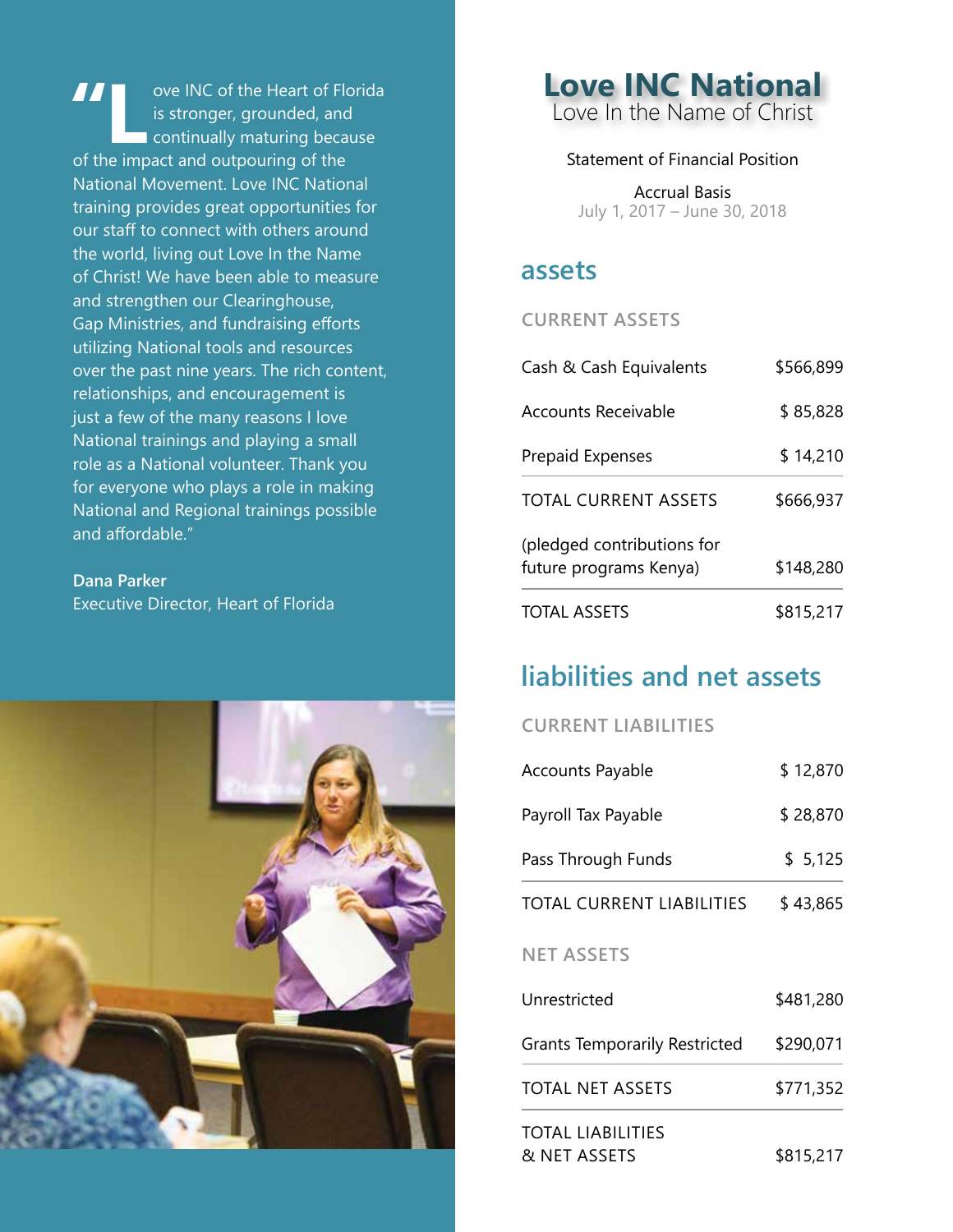"Love INC of the Heart of Florida is stronger, grounded, and continually maturing because of the impact and outpouring of the National Movement. Love INC National training provides great opportunities for our staff to connect with others around the world, living out Love In the Name of Christ! We have been able to measure and strengthen our Clearinghouse, Gap Ministries, and fundraising efforts utilizing National tools and resources over the past nine years. The rich content, relationships, and encouragement is just a few of the many reasons I love National trainings and playing a small role as a National volunteer. Thank you for everyone who plays a role in making National and Regional trainings possible and affordable."

**Dana Parker**
Executive Director, Heart of Florida

# Love INC National

Love In the Name of Christ

Statement of Financial Position

Accrual Basis
July 1, 2017 – June 30, 2018

## assets

### CURRENT ASSETS

| | |
|---|---|
| Cash & Cash Equivalents | $566,899 |
| Accounts Receivable | $ 85,828 |
| Prepaid Expenses | $ 14,210 |
| TOTAL CURRENT ASSETS | $666,937 |
| (pledged contributions for future programs Kenya) | $148,280 |
| TOTAL ASSETS | $815,217 |

## liabilities and net assets

### CURRENT LIABILITIES

| | |
|---|---|
| Accounts Payable | $ 12,870 |
| Payroll Tax Payable | $ 28,870 |
| Pass Through Funds | $ 5,125 |
| TOTAL CURRENT LIABILITIES | $ 43,865 |

### NET ASSETS

| | |
|---|---|
| Unrestricted | $481,280 |
| Grants Temporarily Restricted | $290,071 |
| TOTAL NET ASSETS | $771,352 |
| TOTAL LIABILITIES & NET ASSETS | $815,217 |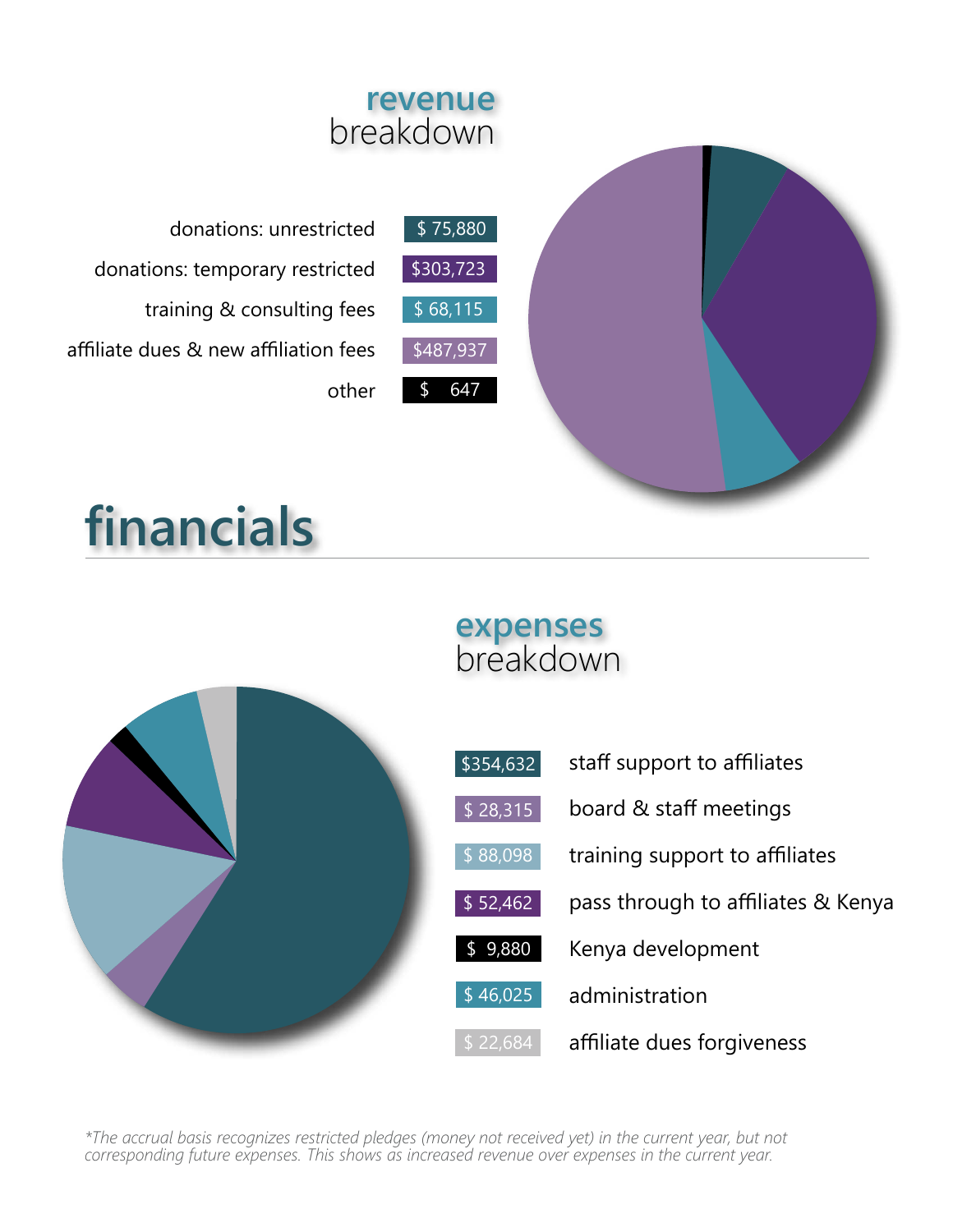# financials

## revenue breakdown

| | |
|---|---|
| donations: unrestricted | $ 75,880 |
| donations: temporary restricted | $303,723 |
| training & consulting fees | $ 68,115 |
| affiliate dues & new affiliation fees | $487,937 |
| other | $ 647 |

## expenses breakdown

| | |
|---|---|
| $354,632 | staff support to affiliates |
| $ 28,315 | board & staff meetings |
| $ 88,098 | training support to affiliates |
| $ 52,462 | pass through to affiliates & Kenya |
| $ 9,880 | Kenya development |
| $ 46,025 | administration |
| $ 22,684 | affiliate dues forgiveness |

*\*The accrual basis recognizes restricted pledges (money not received yet) in the current year, but not corresponding future expenses. This shows as increased revenue over expenses in the current year.*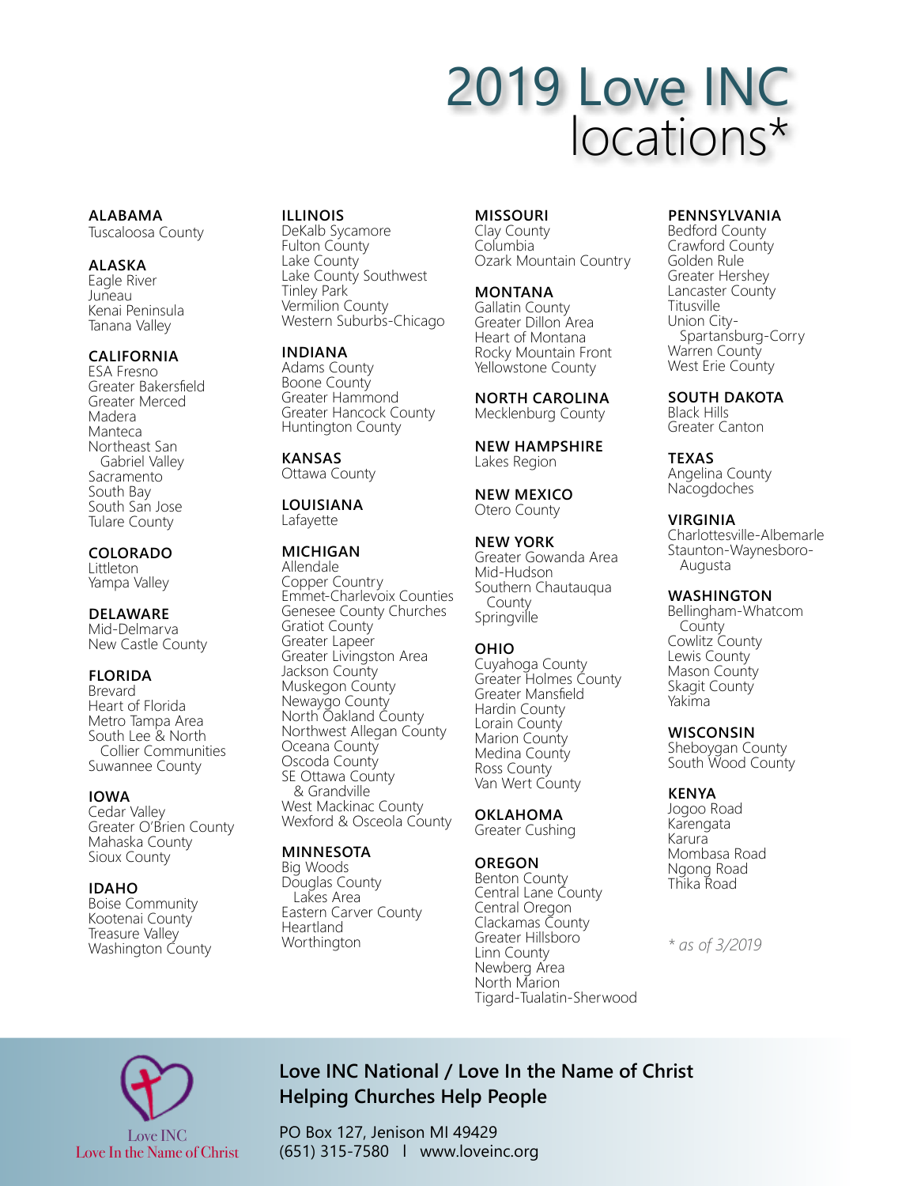# 2019 Love INC locations*

**ALABAMA**
Tuscaloosa County

**ALASKA**
Eagle River
Juneau
Kenai Peninsula
Tanana Valley

**CALIFORNIA**
ESA Fresno
Greater Bakersfield
Greater Merced
Madera
Manteca
Northeast San Gabriel Valley
Sacramento
South Bay
South San Jose
Tulare County

**COLORADO**
Littleton
Yampa Valley

**DELAWARE**
Mid-Delmarva
New Castle County

**FLORIDA**
Brevard
Heart of Florida
Metro Tampa Area
South Lee & North Collier Communities
Suwannee County

**IOWA**
Cedar Valley
Greater O'Brien County
Mahaska County
Sioux County

**IDAHO**
Boise Community
Kootenai County
Treasure Valley
Washington County

**ILLINOIS**
DeKalb Sycamore
Fulton County
Lake County
Lake County Southwest
Tinley Park
Vermilion County
Western Suburbs-Chicago

**INDIANA**
Adams County
Boone County
Greater Hammond
Greater Hancock County
Huntington County

**KANSAS**
Ottawa County

**LOUISIANA**
Lafayette

**MICHIGAN**
Allendale
Copper Country
Emmet-Charlevoix Counties
Genesee County Churches
Gratiot County
Greater Lapeer
Greater Livingston Area
Jackson County
Muskegon County
Newaygo County
North Oakland County
Northwest Allegan County
Oceana County
Oscoda County
SE Ottawa County & Grandville
West Mackinac County
Wexford & Osceola County

**MINNESOTA**
Big Woods
Douglas County Lakes Area
Eastern Carver County
Heartland
Worthington

**MISSOURI**
Clay County
Columbia
Ozark Mountain Country

**MONTANA**
Gallatin County
Greater Dillon Area
Heart of Montana
Rocky Mountain Front
Yellowstone County

**NORTH CAROLINA**
Mecklenburg County

**NEW HAMPSHIRE**
Lakes Region

**NEW MEXICO**
Otero County

**NEW YORK**
Greater Gowanda Area
Mid-Hudson
Southern Chautauqua County
Springville

**OHIO**
Cuyahoga County
Greater Holmes County
Greater Mansfield
Hardin County
Lorain County
Marion County
Medina County
Ross County
Van Wert County

**OKLAHOMA**
Greater Cushing

**OREGON**
Benton County
Central Lane County
Central Oregon
Clackamas County
Greater Hillsboro
Linn County
Newberg Area
North Marion
Tigard-Tualatin-Sherwood

**PENNSYLVANIA**
Bedford County
Crawford County
Golden Rule
Greater Hershey
Lancaster County
Titusville
Union City-Spartansburg-Corry
Warren County
West Erie County

**SOUTH DAKOTA**
Black Hills
Greater Canton

**TEXAS**
Angelina County
Nacogdoches

**VIRGINIA**
Charlottesville-Albemarle
Staunton-Waynesboro-Augusta

**WASHINGTON**
Bellingham-Whatcom County
Cowlitz County
Lewis County
Mason County
Skagit County
Yakima

**WISCONSIN**
Sheboygan County
South Wood County

**KENYA**
Jogoo Road
Karengata
Karura
Mombasa Road
Ngong Road
Thika Road

*\* as of 3/2019*

Love INC
Love In the Name of Christ

**Love INC National / Love In the Name of Christ**
**Helping Churches Help People**

PO Box 127, Jenison MI 49429
(651) 315-7580 | www.loveinc.org